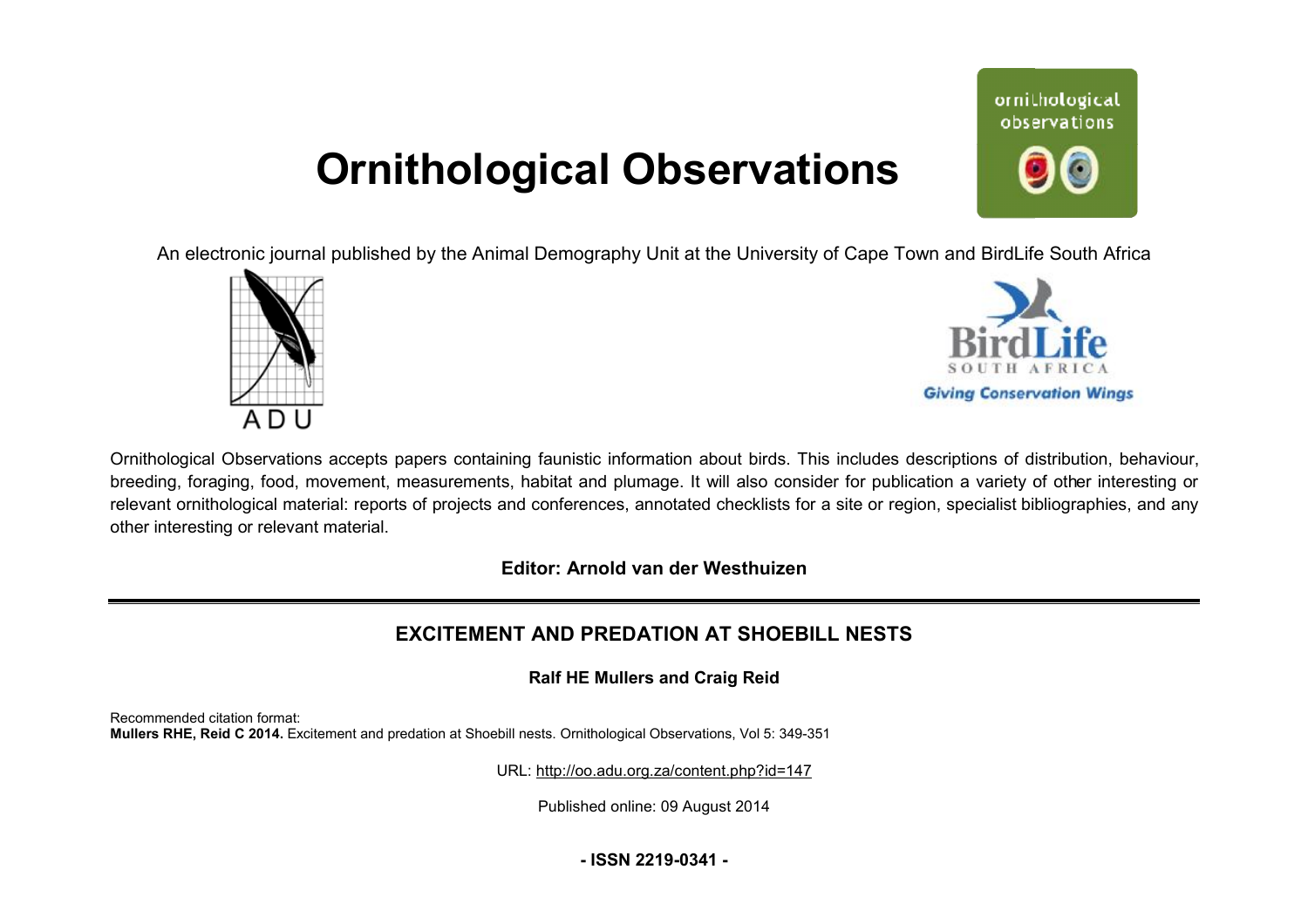# Ornithological Observations

An electronic journal published by the Animal Demography Unit at the University of Cape Town and BirdLife South Africa

Ornithological Observations accepts papers containing faunistic information about birds. This includes descriptions of distribution, behaviour, breeding, foraging, food, movement, measurements, habitat and plumage. It will also consider for publication a variety of other interesting or relevant ornithological material: reports of projects and conferences, annotated checklists for a site or region, specialist bibliographies, and any other interesting or relevant material.

**Editor: Arnold van der Westhuizen**

---

## EXCITEMENT AND PREDATION AT SHOEBILL NESTS

**Ralf HE Mullers and Craig Reid**

Recommended citation format:
**Mullers RHE, Reid C 2014.** Excitement and predation at Shoebill nests. Ornithological Observations, Vol 5: 349-351

URL: http://oo.adu.org.za/content.php?id=147

Published online: 09 August 2014

**- ISSN 2219-0341 -**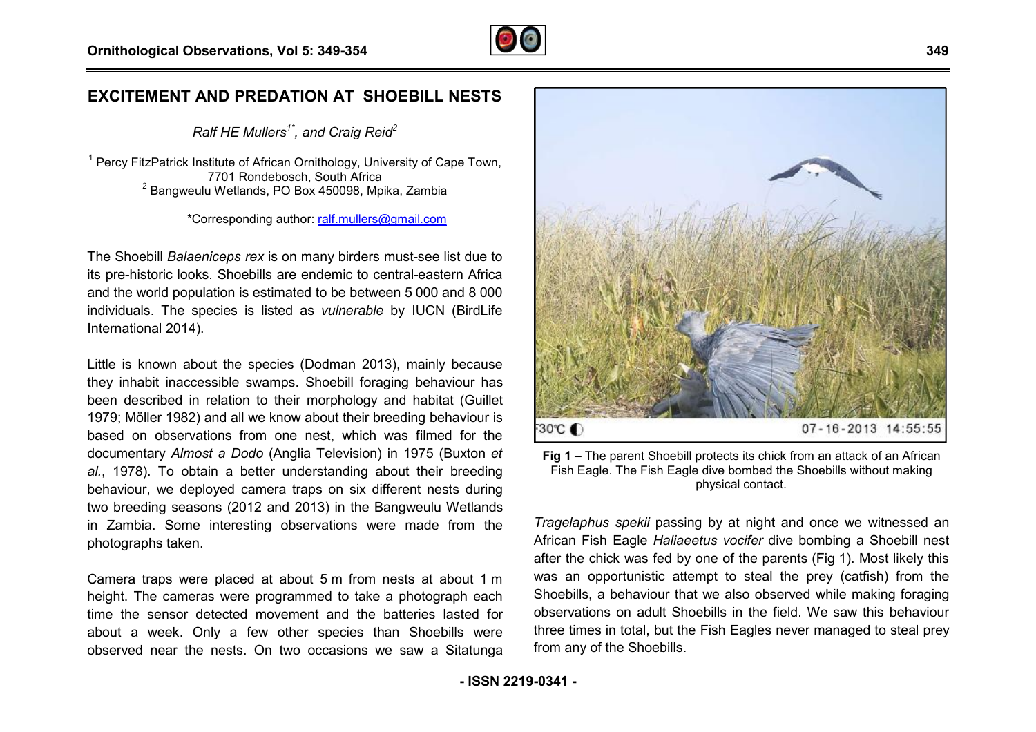# EXCITEMENT AND PREDATION AT SHOEBILL NESTS

*Ralf HE Mullers*[1*], *and Craig Reid*[2]

[1] Percy FitzPatrick Institute of African Ornithology, University of Cape Town, 7701 Rondebosch, South Africa
[2] Bangweulu Wetlands, PO Box 450098, Mpika, Zambia

*Corresponding author: ralf.mullers@gmail.com

The Shoebill *Balaeniceps rex* is on many birders must-see list due to its pre-historic looks. Shoebills are endemic to central-eastern Africa and the world population is estimated to be between 5 000 and 8 000 individuals. The species is listed as *vulnerable* by IUCN (BirdLife International 2014).

Little is known about the species (Dodman 2013), mainly because they inhabit inaccessible swamps. Shoebill foraging behaviour has been described in relation to their morphology and habitat (Guillet 1979; Möller 1982) and all we know about their breeding behaviour is based on observations from one nest, which was filmed for the documentary *Almost a Dodo* (Anglia Television) in 1975 (Buxton *et al.*, 1978). To obtain a better understanding about their breeding behaviour, we deployed camera traps on six different nests during two breeding seasons (2012 and 2013) in the Bangweulu Wetlands in Zambia. Some interesting observations were made from the photographs taken.

Camera traps were placed at about 5 m from nests at about 1 m height. The cameras were programmed to take a photograph each time the sensor detected movement and the batteries lasted for about a week. Only a few other species than Shoebills were observed near the nests. On two occasions we saw a Sitatunga *Tragelaphus spekii* passing by at night and once we witnessed an African Fish Eagle *Haliaeetus vocifer* dive bombing a Shoebill nest after the chick was fed by one of the parents (Fig 1). Most likely this was an opportunistic attempt to steal the prey (catfish) from the Shoebills, a behaviour that we also observed while making foraging observations on adult Shoebills in the field. We saw this behaviour three times in total, but the Fish Eagles never managed to steal prey from any of the Shoebills.

**Fig 1** – The parent Shoebill protects its chick from an attack of an African Fish Eagle. The Fish Eagle dive bombed the Shoebills without making physical contact.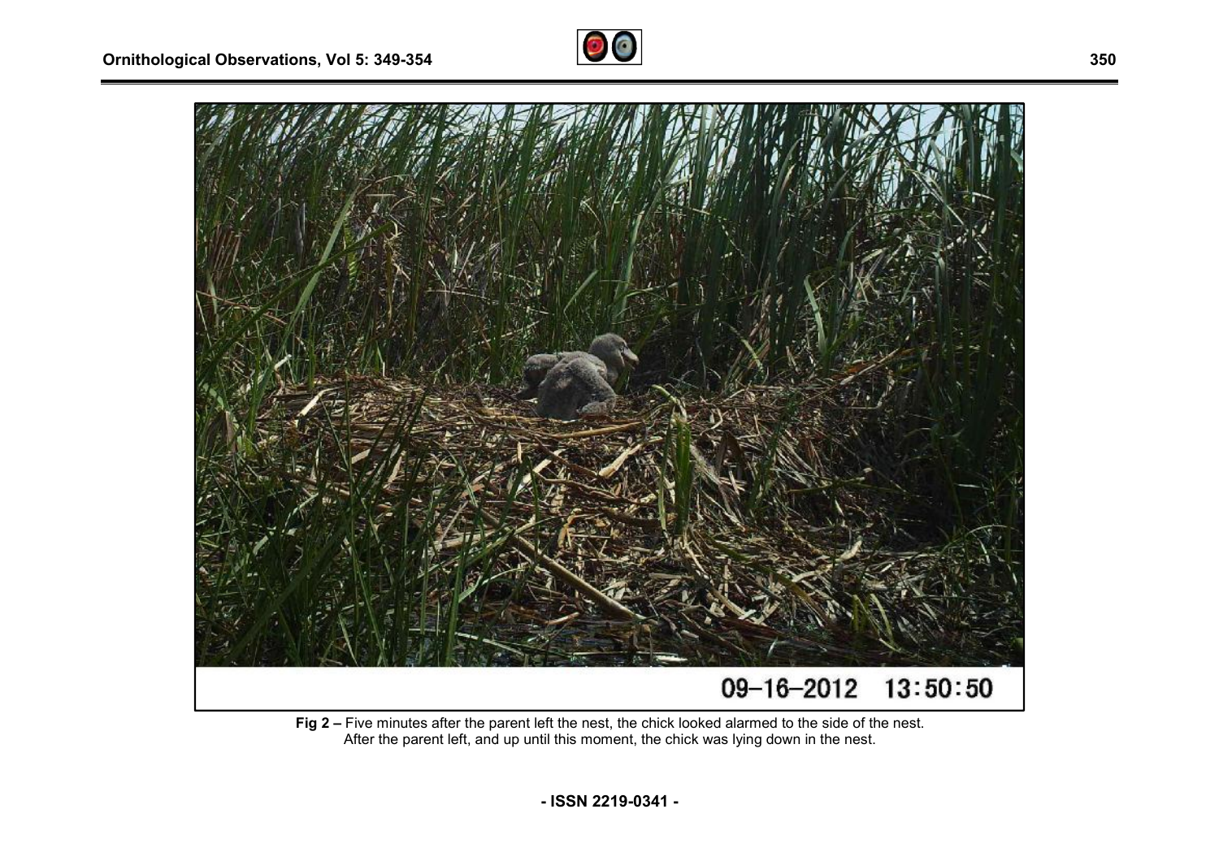**Fig 2 –** Five minutes after the parent left the nest, the chick looked alarmed to the side of the nest. After the parent left, and up until this moment, the chick was lying down in the nest.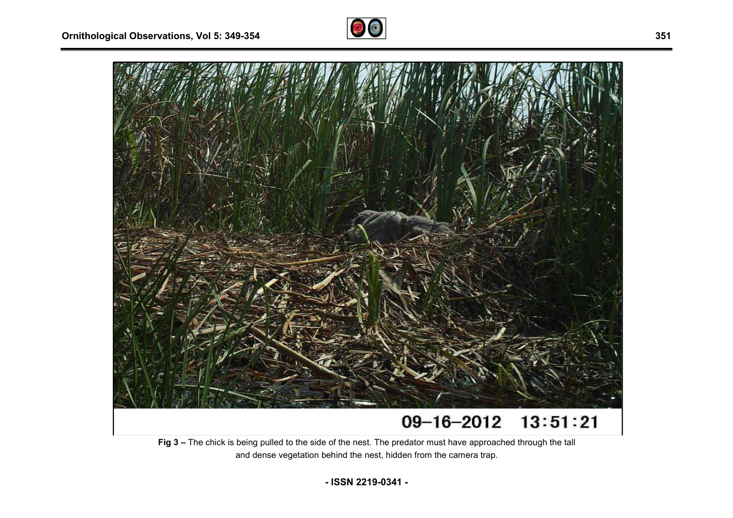**Fig 3 –** The chick is being pulled to the side of the nest. The predator must have approached through the tall and dense vegetation behind the nest, hidden from the camera trap.

**- ISSN 2219-0341 -**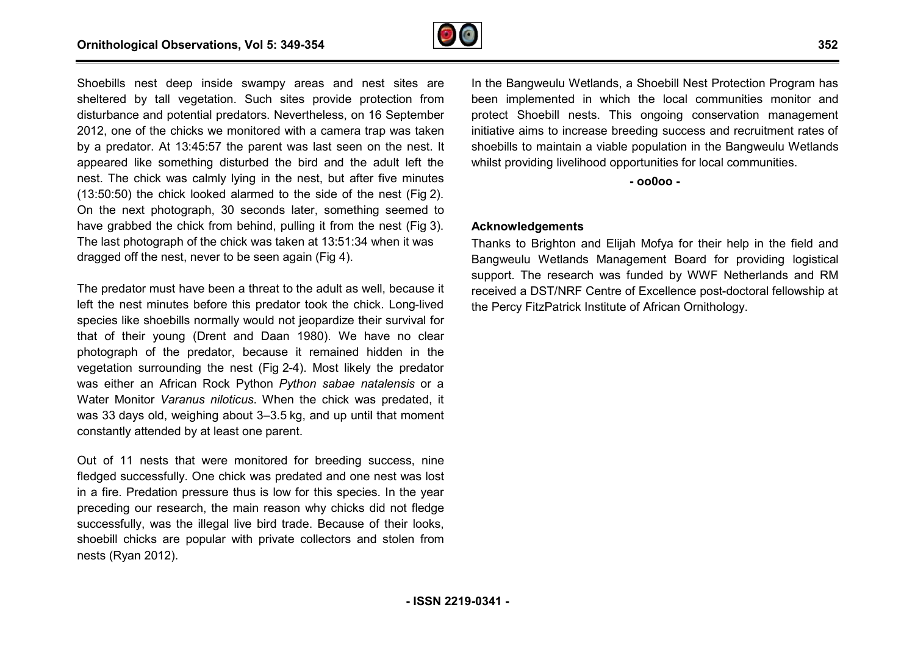Shoebills nest deep inside swampy areas and nest sites are sheltered by tall vegetation. Such sites provide protection from disturbance and potential predators. Nevertheless, on 16 September 2012, one of the chicks we monitored with a camera trap was taken by a predator. At 13:45:57 the parent was last seen on the nest. It appeared like something disturbed the bird and the adult left the nest. The chick was calmly lying in the nest, but after five minutes (13:50:50) the chick looked alarmed to the side of the nest (Fig 2). On the next photograph, 30 seconds later, something seemed to have grabbed the chick from behind, pulling it from the nest (Fig 3). The last photograph of the chick was taken at 13:51:34 when it was dragged off the nest, never to be seen again (Fig 4).

The predator must have been a threat to the adult as well, because it left the nest minutes before this predator took the chick. Long-lived species like shoebills normally would not jeopardize their survival for that of their young (Drent and Daan 1980). We have no clear photograph of the predator, because it remained hidden in the vegetation surrounding the nest (Fig 2-4). Most likely the predator was either an African Rock Python *Python sabae natalensis* or a Water Monitor *Varanus niloticus*. When the chick was predated, it was 33 days old, weighing about 3–3.5 kg, and up until that moment constantly attended by at least one parent.

Out of 11 nests that were monitored for breeding success, nine fledged successfully. One chick was predated and one nest was lost in a fire. Predation pressure thus is low for this species. In the year preceding our research, the main reason why chicks did not fledge successfully, was the illegal live bird trade. Because of their looks, shoebill chicks are popular with private collectors and stolen from nests (Ryan 2012).

In the Bangweulu Wetlands, a Shoebill Nest Protection Program has been implemented in which the local communities monitor and protect Shoebill nests. This ongoing conservation management initiative aims to increase breeding success and recruitment rates of shoebills to maintain a viable population in the Bangweulu Wetlands whilst providing livelihood opportunities for local communities.

**- oo0oo -**

**Acknowledgements**

Thanks to Brighton and Elijah Mofya for their help in the field and Bangweulu Wetlands Management Board for providing logistical support. The research was funded by WWF Netherlands and RM received a DST/NRF Centre of Excellence post-doctoral fellowship at the Percy FitzPatrick Institute of African Ornithology.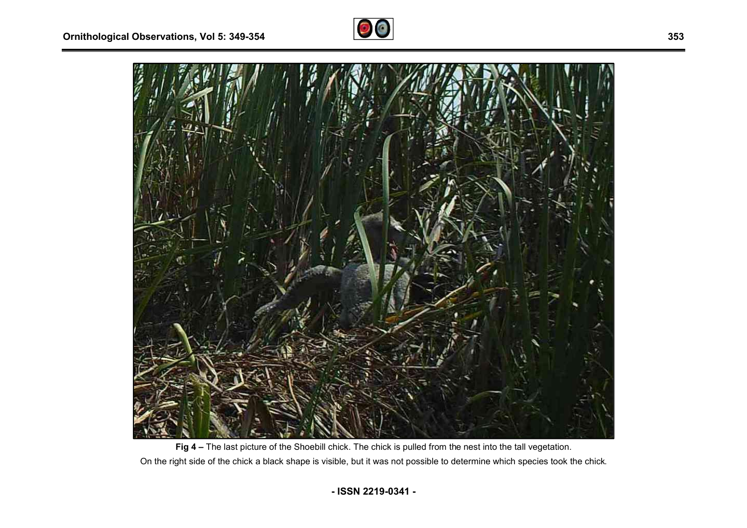**Fig 4 –** The last picture of the Shoebill chick. The chick is pulled from the nest into the tall vegetation. On the right side of the chick a black shape is visible, but it was not possible to determine which species took the chick.

**- ISSN 2219-0341 -**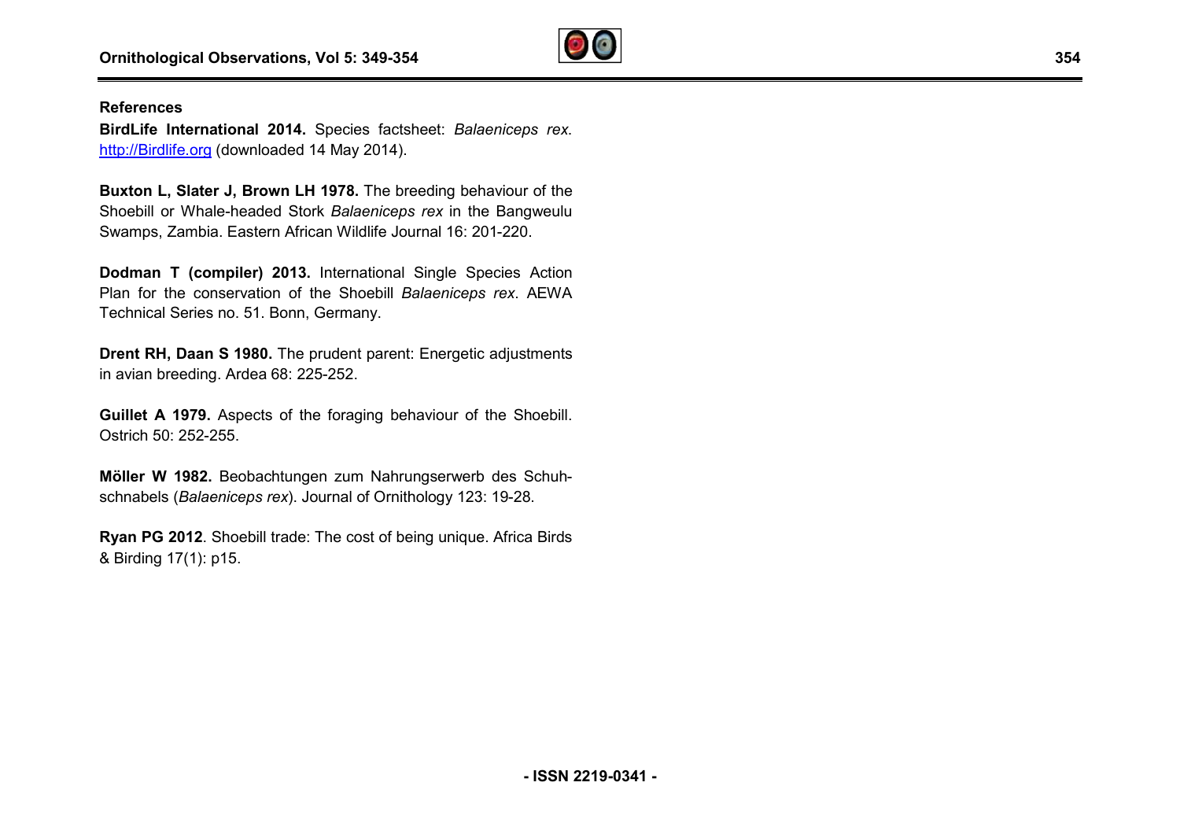## References

**BirdLife International 2014.** Species factsheet: *Balaeniceps rex*. http://Birdlife.org (downloaded 14 May 2014).

**Buxton L, Slater J, Brown LH 1978.** The breeding behaviour of the Shoebill or Whale-headed Stork *Balaeniceps rex* in the Bangweulu Swamps, Zambia. Eastern African Wildlife Journal 16: 201-220.

**Dodman T (compiler) 2013.** International Single Species Action Plan for the conservation of the Shoebill *Balaeniceps rex*. AEWA Technical Series no. 51. Bonn, Germany.

**Drent RH, Daan S 1980.** The prudent parent: Energetic adjustments in avian breeding. Ardea 68: 225-252.

**Guillet A 1979.** Aspects of the foraging behaviour of the Shoebill. Ostrich 50: 252-255.

**Möller W 1982.** Beobachtungen zum Nahrungserwerb des Schuh-schnabels (*Balaeniceps rex*). Journal of Ornithology 123: 19-28.

**Ryan PG 2012**. Shoebill trade: The cost of being unique. Africa Birds & Birding 17(1): p15.